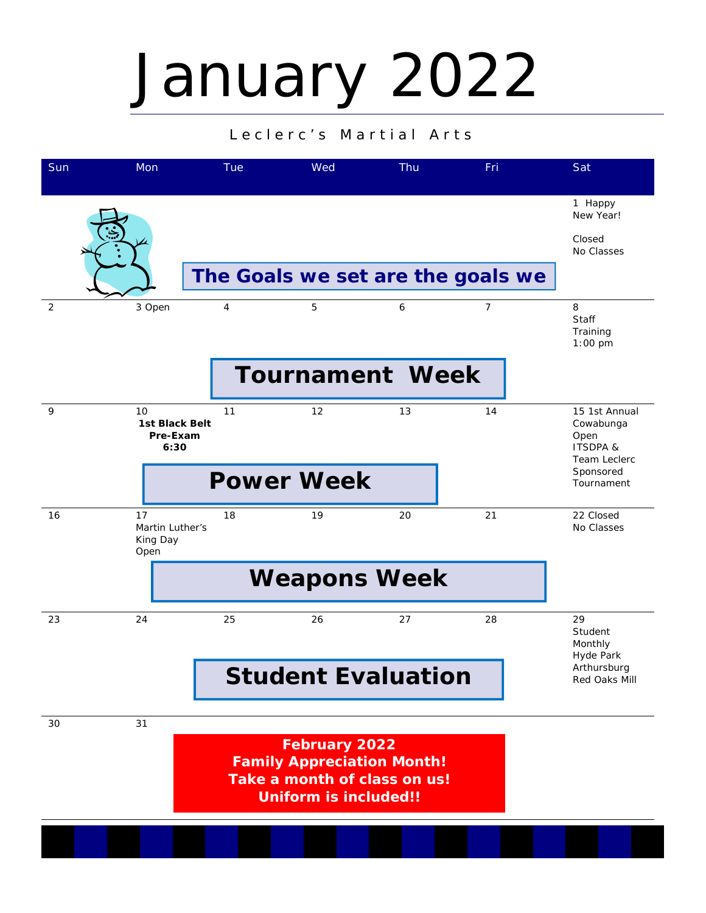# January 2022

Leclerc's Martial Arts

| Sun | Mon | Tue | Wed | Thu | Fri | Sat |
|---|---|---|---|---|---|---|
| | | | | | | 1 Happy New Year!<br><br>Closed<br>No Classes |
| 2 | 3 Open | 4 | 5 | 6 | 7 | 8<br>Staff Training<br>1:00 pm |
| 9 | 10<br>**1st Black Belt Pre-Exam 6:30** | 11 | 12 | 13 | 14 | 15 1st Annual Cowabunga Open ITSDPA & Team Leclerc Sponsored Tournament |
| 16 | 17<br>Martin Luther's King Day<br>Open | 18 | 19 | 20 | 21 | 22 Closed<br>No Classes |
| 23 | 24 | 25 | 26 | 27 | 28 | 29<br>Student Monthly<br>Hyde Park<br>Arthursburg<br>Red Oaks Mill |
| 30 | 31 | | | | | |

**The Goals we set are the goals we**

**Tournament Week**

**Power Week**

**Weapons Week**

**Student Evaluation**

**February 2022**
**Family Appreciation Month!**
**Take a month of class on us!**
**Uniform is included!!**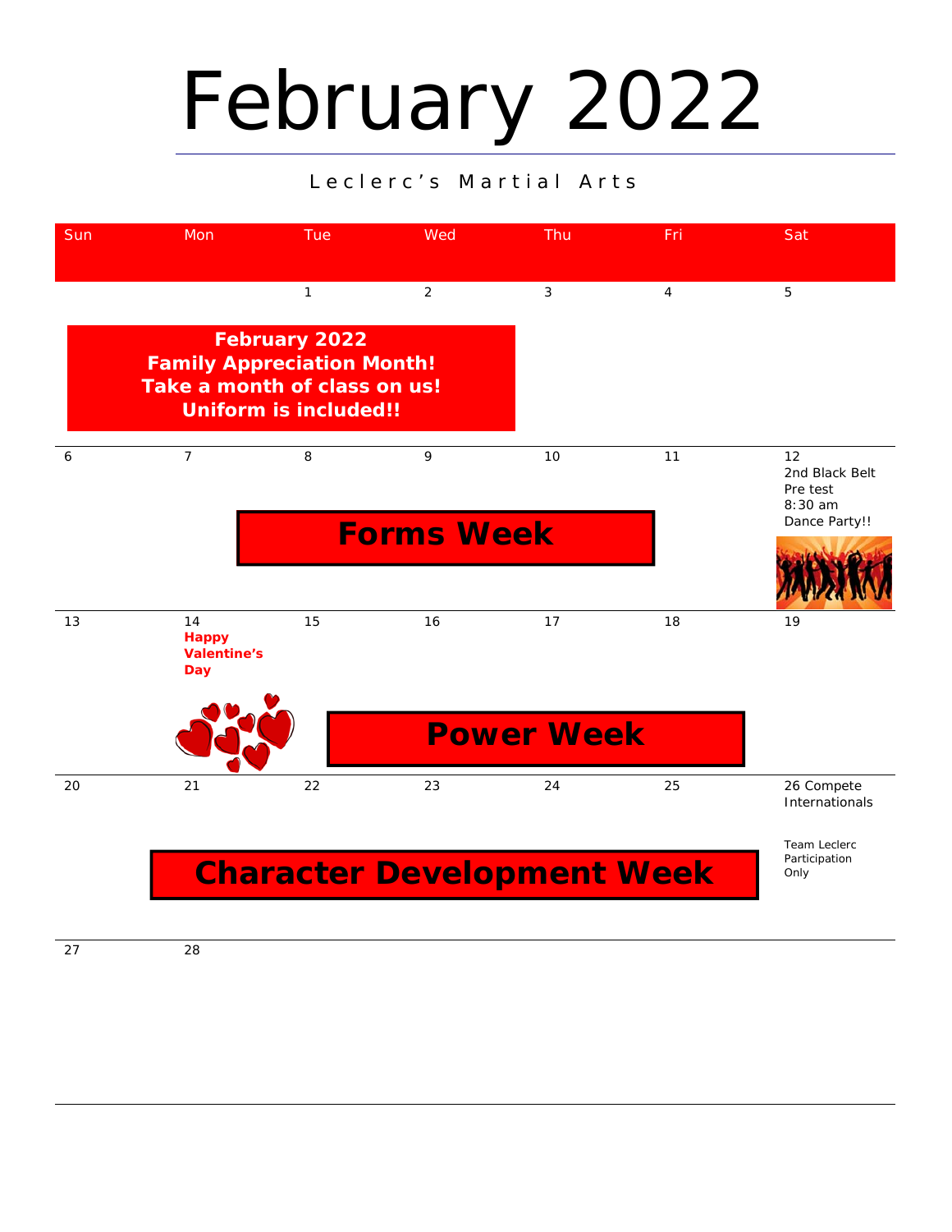# February 2022

Leclerc's Martial Arts

| Sun | Mon | Tue | Wed | Thu | Fri | Sat |
|---|---|---|---|---|---|---|
| | | 1 | 2 | 3 | 4 | 5 |
| 6 | 7 | 8 | 9 | 10 | 11 | 12 2nd Black Belt Pre test 8:30 am Dance Party!! |
| 13 | 14 **Happy Valentine's Day** | 15 | 16 | 17 | 18 | 19 |
| 20 | 21 | 22 | 23 | 24 | 25 | 26 Compete Internationals<br>Team Leclerc Participation Only |
| 27 | 28 | | | | | |

**February 2022**
**Family Appreciation Month!**
**Take a month of class on us!**
**Uniform is included!!**

**Forms Week**

**Power Week**

**Character Development Week**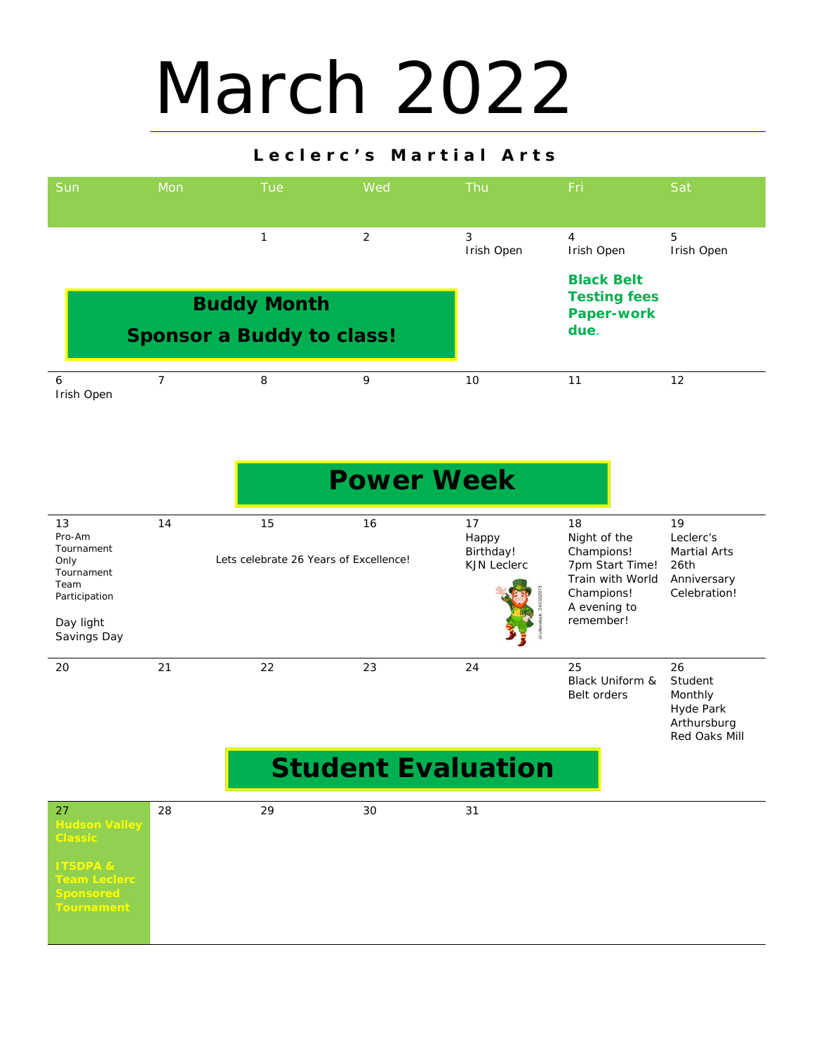# March 2022

**Leclerc's Martial Arts**

| Sun | Mon | Tue | Wed | Thu | Fri | Sat |
|---|---|---|---|---|---|---|
| | | 1 | 2 | 3 Irish Open | 4 Irish Open **Black Belt Testing fees Paper-work due.** | 5 Irish Open |
| 6 Irish Open | 7 | 8 | 9 | 10 | 11 | 12 |
| 13 Pro-Am Tournament Only Tournament Team Participation Day light Savings Day | 14 | 15 Lets celebrate 26 Years of Excellence! | 16 | 17 Happy Birthday! KJN Leclerc | 18 Night of the Champions! 7pm Start Time! Train with World Champions! A evening to remember! | 19 Leclerc's Martial Arts 26th Anniversary Celebration! |
| 20 | 21 | 22 | 23 | 24 | 25 Black Uniform & Belt orders | 26 Student Monthly Hyde Park Arthursburg Red Oaks Mill |
| 27 **Hudson Valley Classic** **ITSDPA & Team Leclerc Sponsored Tournament** | 28 | 29 | 30 | 31 | | |

**Buddy Month**

**Sponsor a Buddy to class!**

**Power Week**

**Student Evaluation**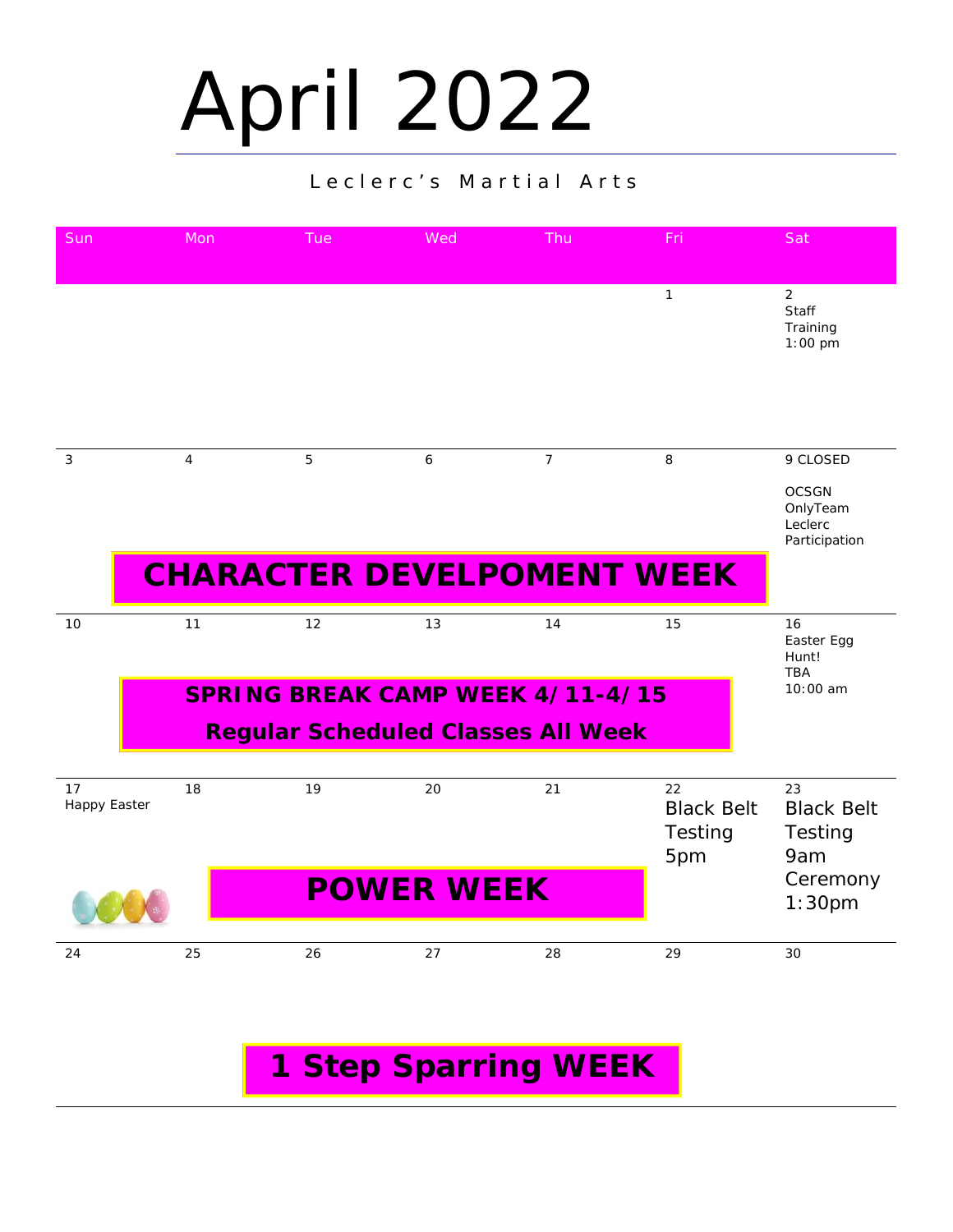# April 2022

Leclerc's Martial Arts

| Sun | Mon | Tue | Wed | Thu | Fri | Sat |
|---|---|---|---|---|---|---|
| | | | | | 1 | 2 Staff Training 1:00 pm |
| 3 | 4 | 5 | 6 | 7 | 8 | 9 CLOSED OCSGN OnlyTeam Leclerc Participation |
| 10 | 11 | 12 | 13 | 14 | 15 | 16 Easter Egg Hunt! TBA 10:00 am |
| 17 Happy Easter | 18 | 19 | 20 | 21 | 22 Black Belt Testing 5pm | 23 Black Belt Testing 9am Ceremony 1:30pm |
| 24 | 25 | 26 | 27 | 28 | 29 | 30 |

**CHARACTER DEVELPOMENT WEEK** (April 4–8)

**SPRING BREAK CAMP WEEK 4/11-4/15**
**Regular Scheduled Classes All Week**

**POWER WEEK** (April 18–22)

**1 Step Sparring WEEK** (April 25–29)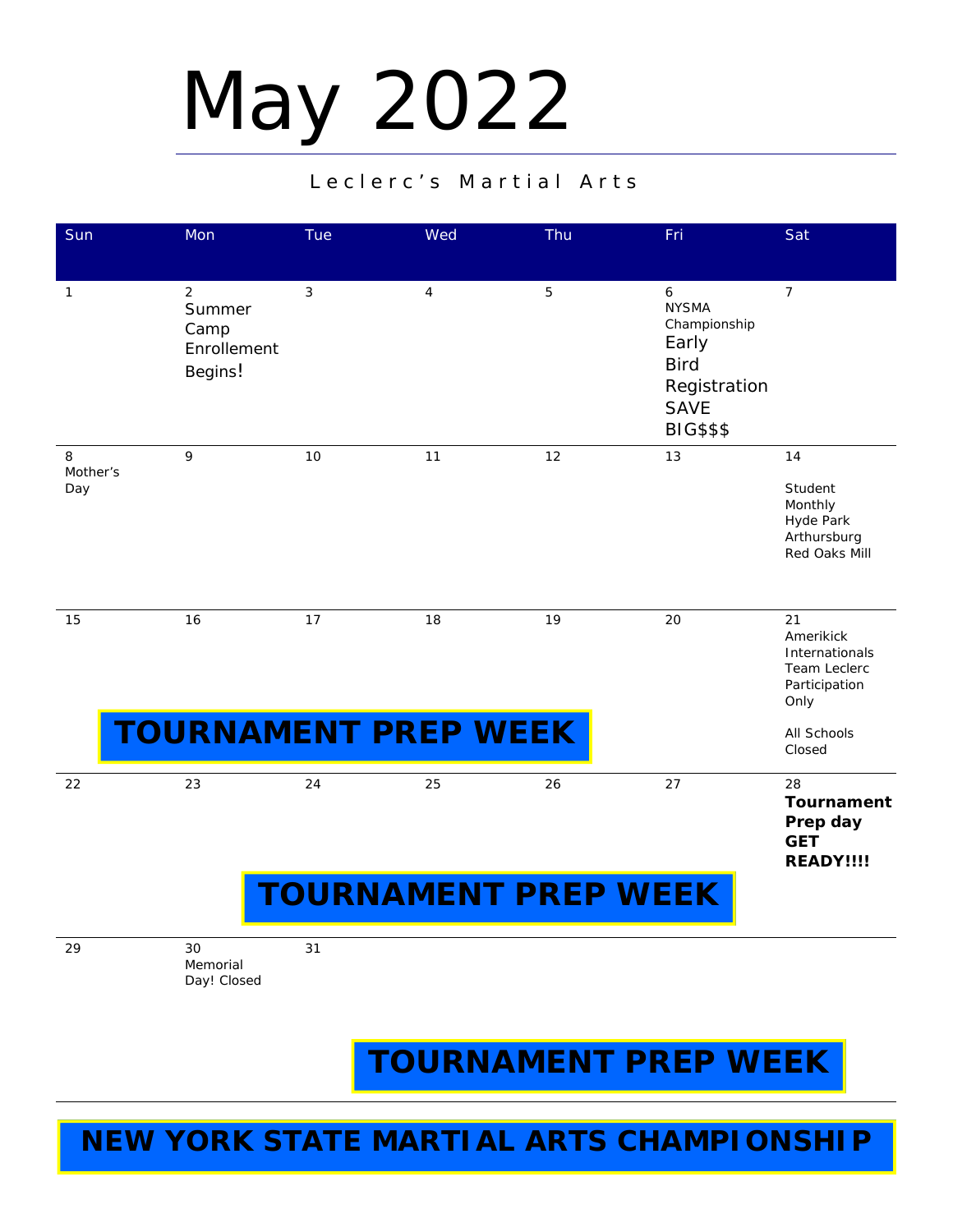# May 2022

Leclerc's Martial Arts

| Sun | Mon | Tue | Wed | Thu | Fri | Sat |
|---|---|---|---|---|---|---|
| 1 | 2 Summer Camp Enrollement Begins! | 3 | 4 | 5 | 6 NYSMA Championship Early Bird Registration SAVE BIG$$$ | 7 |
| 8 Mother's Day | 9 | 10 | 11 | 12 | 13 | 14 Student Monthly Hyde Park Arthursburg Red Oaks Mill |
| 15 | 16 | 17 | 18 | 19 | 20 | 21 Amerikick Internationals Team Leclerc Participation Only All Schools Closed |
| 22 | 23 | 24 | 25 | 26 | 27 | 28 **Tournament Prep day GET READY!!!!** |
| 29 | 30 Memorial Day! Closed | 31 | | | | |

**TOURNAMENT PREP WEEK**

**TOURNAMENT PREP WEEK**

**TOURNAMENT PREP WEEK**

**NEW YORK STATE MARTIAL ARTS CHAMPIONSHIP**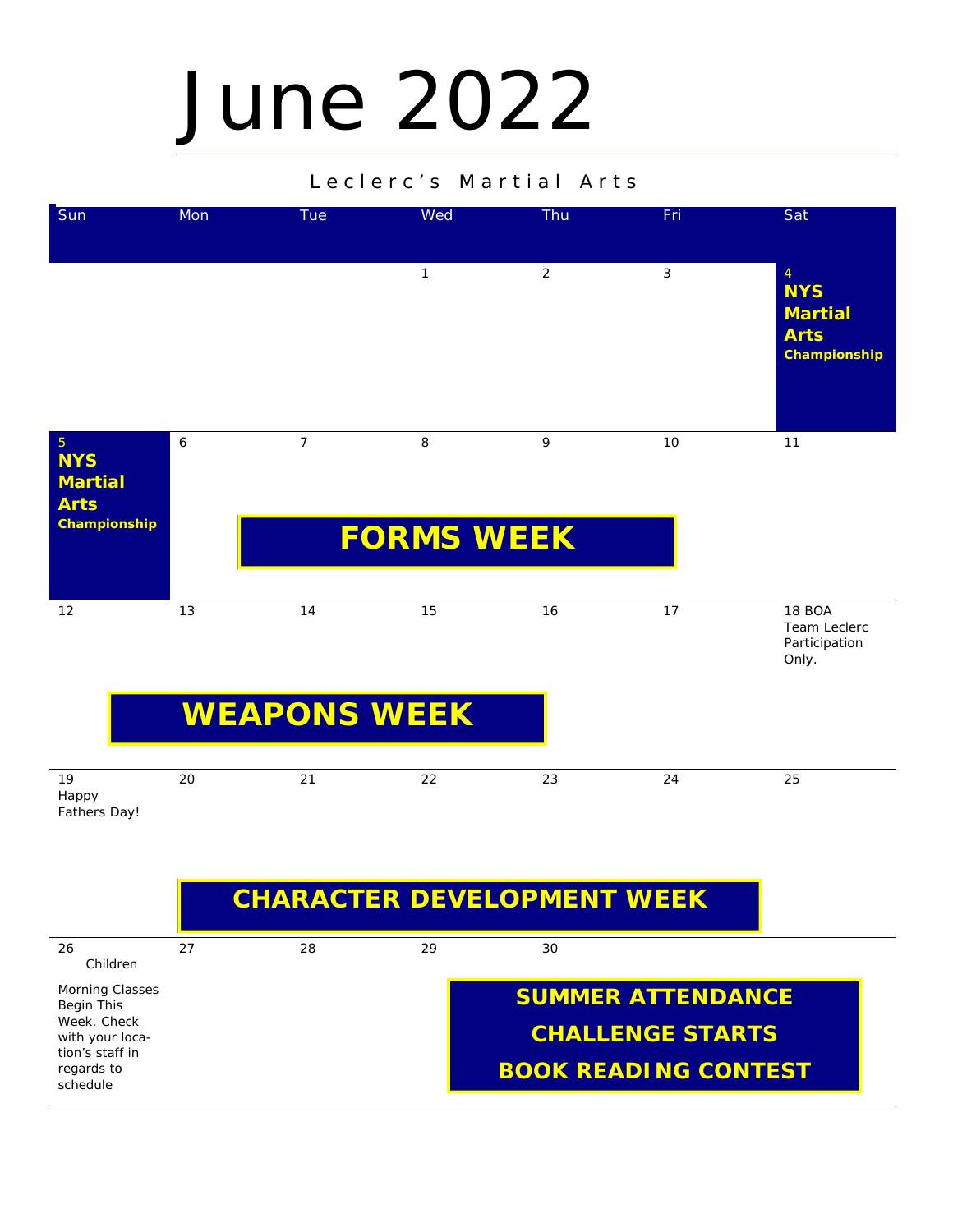# June 2022

Leclerc's Martial Arts

| Sun | Mon | Tue | Wed | Thu | Fri | Sat |
|---|---|---|---|---|---|---|
| | | | 1 | 2 | 3 | 4 **NYS Martial Arts Championship** |
| 5 **NYS Martial Arts Championship** | 6 | 7 | 8 | 9 | 10 | 11 |
| 12 | 13 | 14 | 15 | 16 | 17 | 18 BOA Team Leclerc Participation Only. |
| 19 Happy Fathers Day! | 20 | 21 | 22 | 23 | 24 | 25 |
| 26 Children Morning Classes Begin This Week. Check with your location's staff in regards to schedule | 27 | 28 | 29 | 30 | | |

**FORMS WEEK** (June 6–10)

**WEAPONS WEEK** (June 13–17)

**CHARACTER DEVELOPMENT WEEK** (June 20–24)

**SUMMER ATTENDANCE CHALLENGE STARTS**

**BOOK READING CONTEST**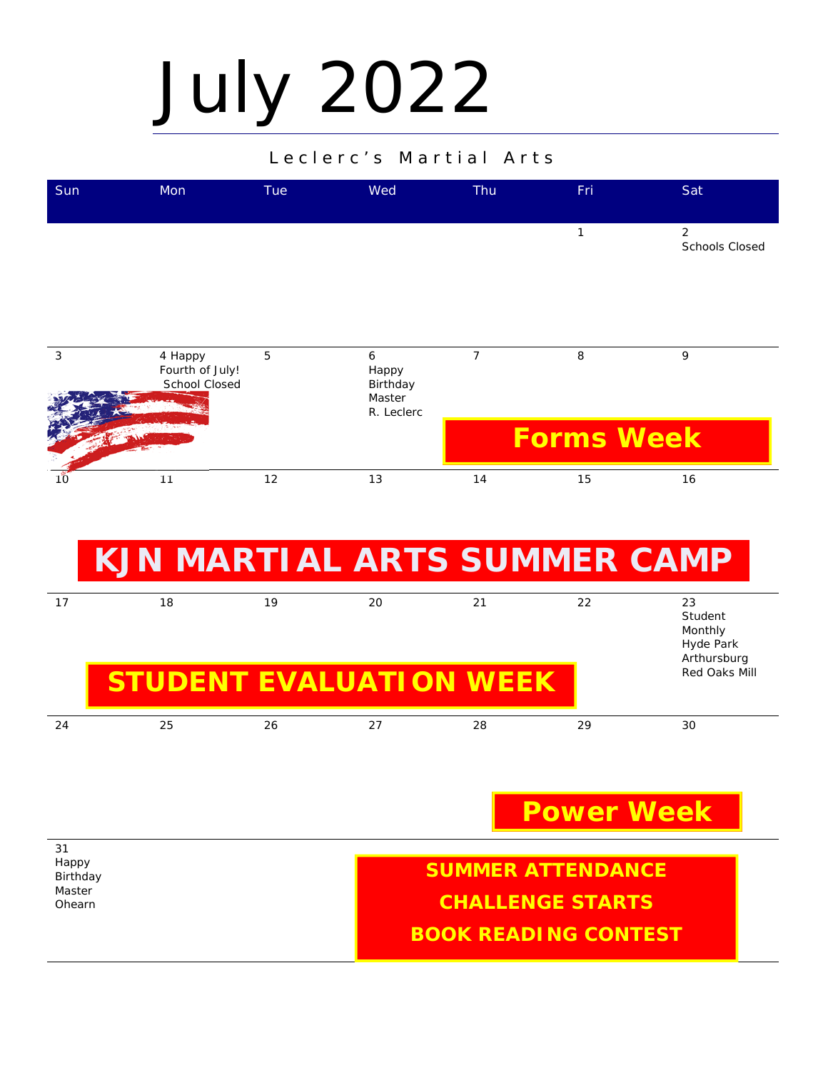# July 2022

Leclerc's Martial Arts

| Sun | Mon | Tue | Wed | Thu | Fri | Sat |
|---|---|---|---|---|---|---|
| | | | | | 1 | 2 Schools Closed |
| 3 | 4 Happy Fourth of July! School Closed | 5 | 6 Happy Birthday Master R. Leclerc | 7 | 8 | 9 |
| 10 | 11 | 12 | 13 | 14 | 15 | 16 |
| 17 | 18 | 19 | 20 | 21 | 22 | 23 Student Monthly Hyde Park Arthursburg Red Oaks Mill |
| 24 | 25 | 26 | 27 | 28 | 29 | 30 |
| 31 Happy Birthday Master Ohearn | | | | | | |

**Forms Week** (July 7–9)

**KJN MARTIAL ARTS SUMMER CAMP** (July 10–16)

**STUDENT EVALUATION WEEK** (July 17–22)

**Power Week** (July 29–30)

**SUMMER ATTENDANCE CHALLENGE STARTS**

**BOOK READING CONTEST**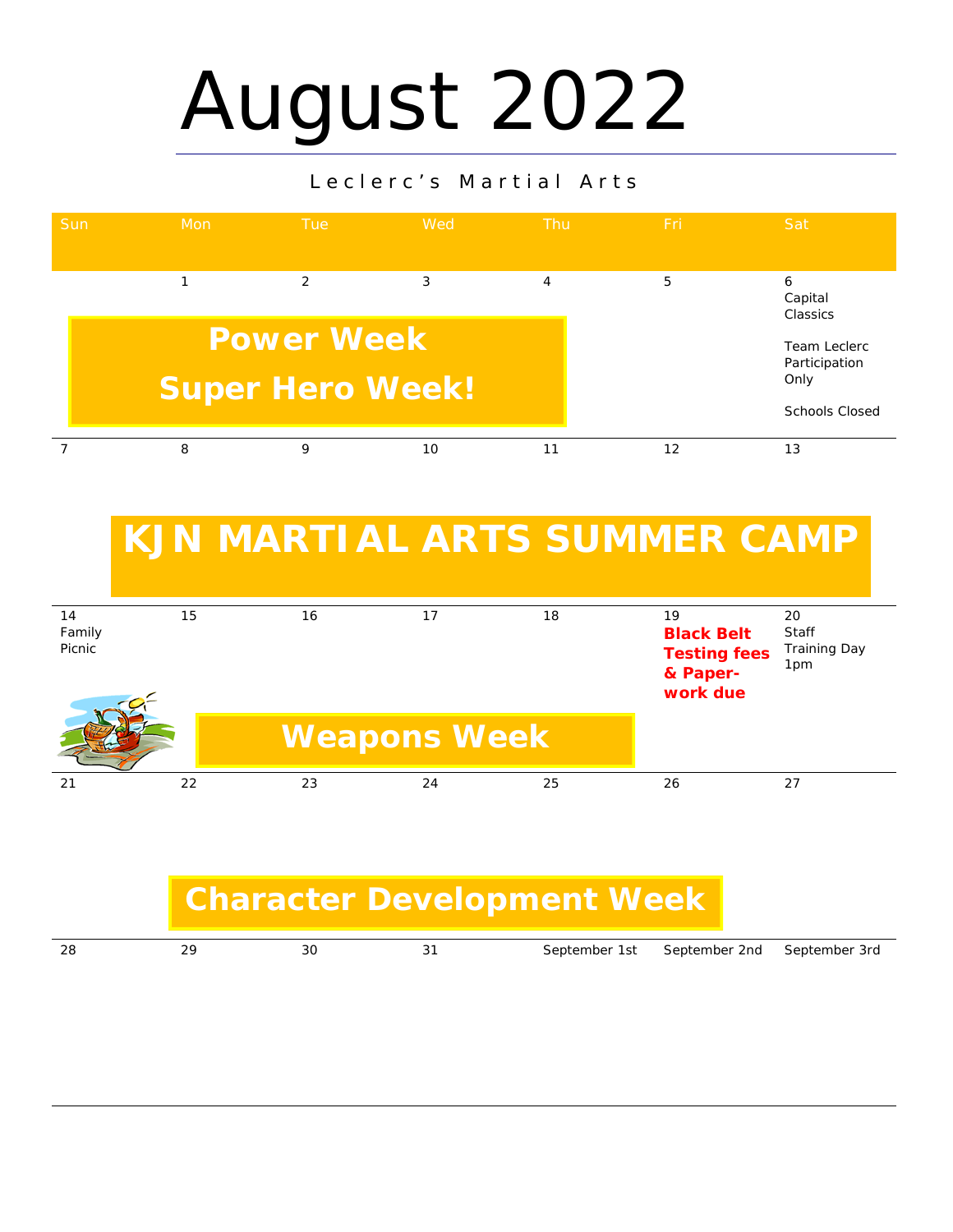# August 2022

Leclerc's Martial Arts

| Sun | Mon | Tue | Wed | Thu | Fri | Sat |
|---|---|---|---|---|---|---|
| | 1 | 2 | 3 | 4 | 5 | 6 Capital Classics<br><br>Team Leclerc Participation Only<br><br>Schools Closed |
| | **Power Week**<br>**Super Hero Week!** | | | | | |
| 7 | 8 | 9 | 10 | 11 | 12 | 13 |
| | **KJN MARTIAL ARTS SUMMER CAMP** | | | | | |
| 14 Family Picnic | 15 | 16 | 17 | 18 | 19 **Black Belt Testing fees & Paper-work due** | 20 Staff Training Day 1pm |
| | **Weapons Week** | | | | | |
| 21 | 22 | 23 | 24 | 25 | 26 | 27 |
| | **Character Development Week** | | | | | |
| 28 | 29 | 30 | 31 | September 1st | September 2nd | September 3rd |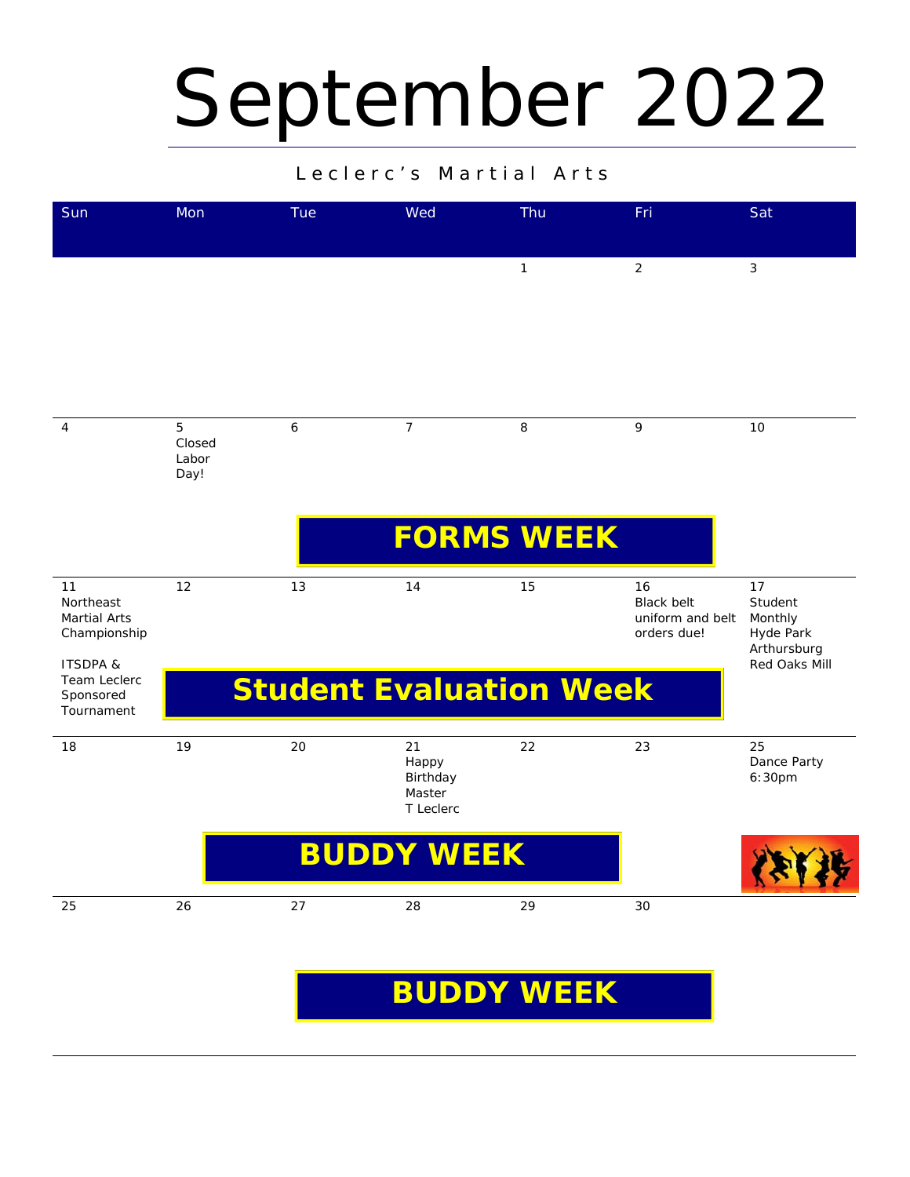# September 2022

Leclerc's Martial Arts

| Sun | Mon | Tue | Wed | Thu | Fri | Sat |
|---|---|---|---|---|---|---|
| | | | | 1 | 2 | 3 |
| 4 | 5 Closed Labor Day! | 6 | 7 | 8 | 9 | 10 |
| | | **FORMS WEEK** | | | | |
| 11 Northeast Martial Arts Championship<br><br>ITSDPA & Team Leclerc Sponsored Tournament | 12 | 13 | 14 | 15 | 16 Black belt uniform and belt orders due! | 17 Student Monthly Hyde Park Arthursburg Red Oaks Mill |
| | **Student Evaluation Week** | | | | | |
| 18 | 19 | 20 | 21 Happy Birthday Master T Leclerc | 22 | 23 | 25 Dance Party 6:30pm |
| | **BUDDY WEEK** | | | | | |
| 25 | 26 | 27 | 28 | 29 | 30 | |
| | | **BUDDY WEEK** | | | | |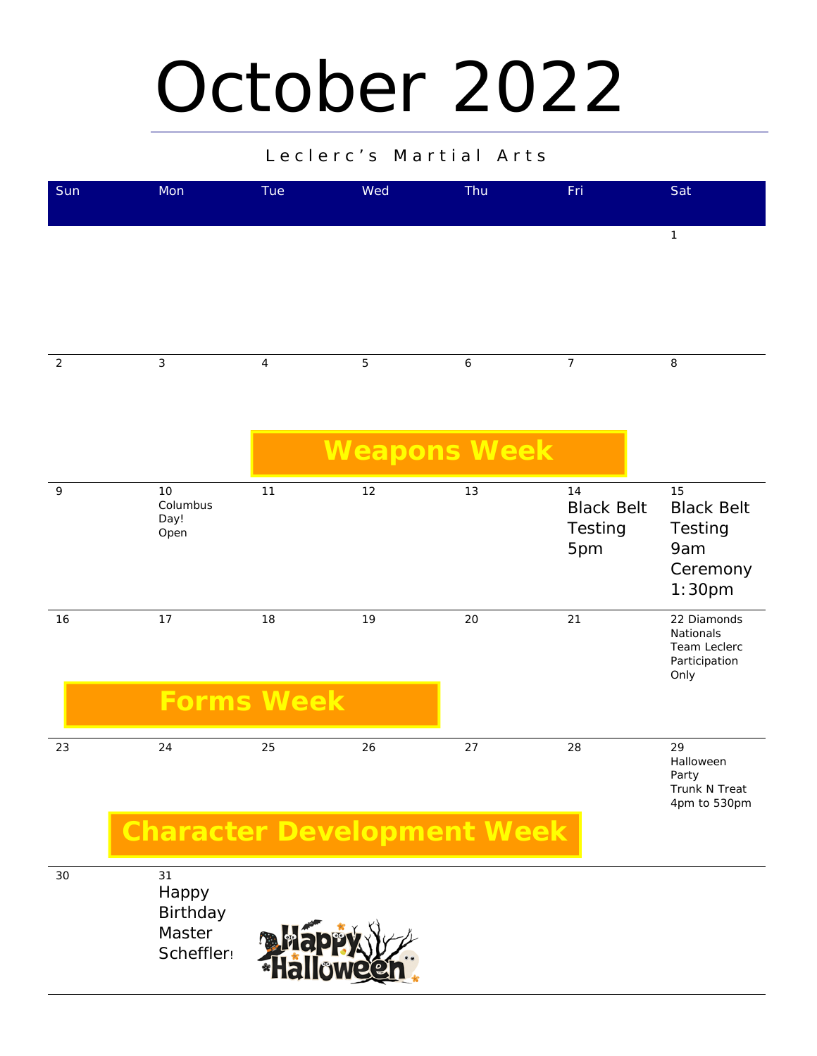# October 2022

Leclerc's Martial Arts

| Sun | Mon | Tue | Wed | Thu | Fri | Sat |
| --- | --- | --- | --- | --- | --- | --- |
| | | | | | | 1 |
| 2 | 3 | 4 **Weapons Week** | 5 | 6 | 7 | 8 |
| 9 | 10 Columbus Day! Open | 11 | 12 | 13 | 14 Black Belt Testing 5pm | 15 Black Belt Testing 9am Ceremony 1:30pm |
| 16 **Forms Week** | 17 | 18 | 19 | 20 | 21 | 22 Diamonds Nationals Team Leclerc Participation Only |
| 23 | 24 **Character Development Week** | 25 | 26 | 27 | 28 | 29 Halloween Party Trunk N Treat 4pm to 530pm |
| 30 | 31 Happy Birthday Master Scheffler! | Happy Halloween | | | | |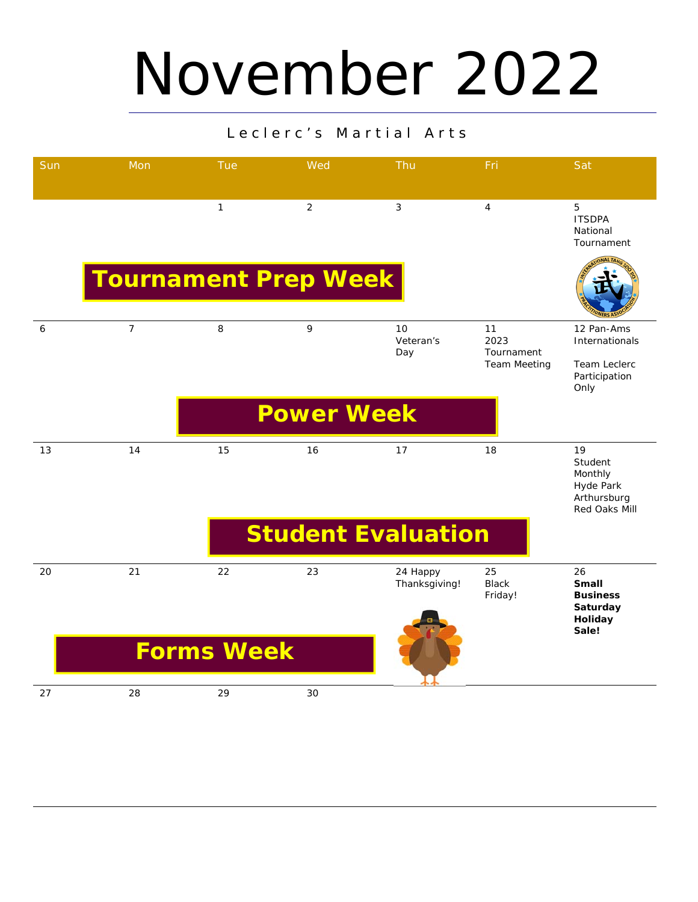# November 2022

Leclerc's Martial Arts

| Sun | Mon | Tue | Wed | Thu | Fri | Sat |
|---|---|---|---|---|---|---|
| | | 1 | 2 | 3 | 4 | 5 ITSDPA National Tournament |
| | **Tournament Prep Week** | | | | | |
| 6 | 7 | 8 | 9 | 10 Veteran's Day | 11 2023 Tournament Team Meeting | 12 Pan-Ams Internationals<br><br>Team Leclerc Participation Only |
| | | **Power Week** | | | | |
| 13 | 14 | 15 | 16 | 17 | 18 | 19 Student Monthly Hyde Park Arthursburg Red Oaks Mill |
| | | **Student Evaluation** | | | | |
| 20 | 21 | 22 | 23 | 24 Happy Thanksgiving! | 25 Black Friday! | 26 **Small Business Saturday Holiday Sale!** |
| **Forms Week** | | | | | | |
| 27 | 28 | 29 | 30 | | | |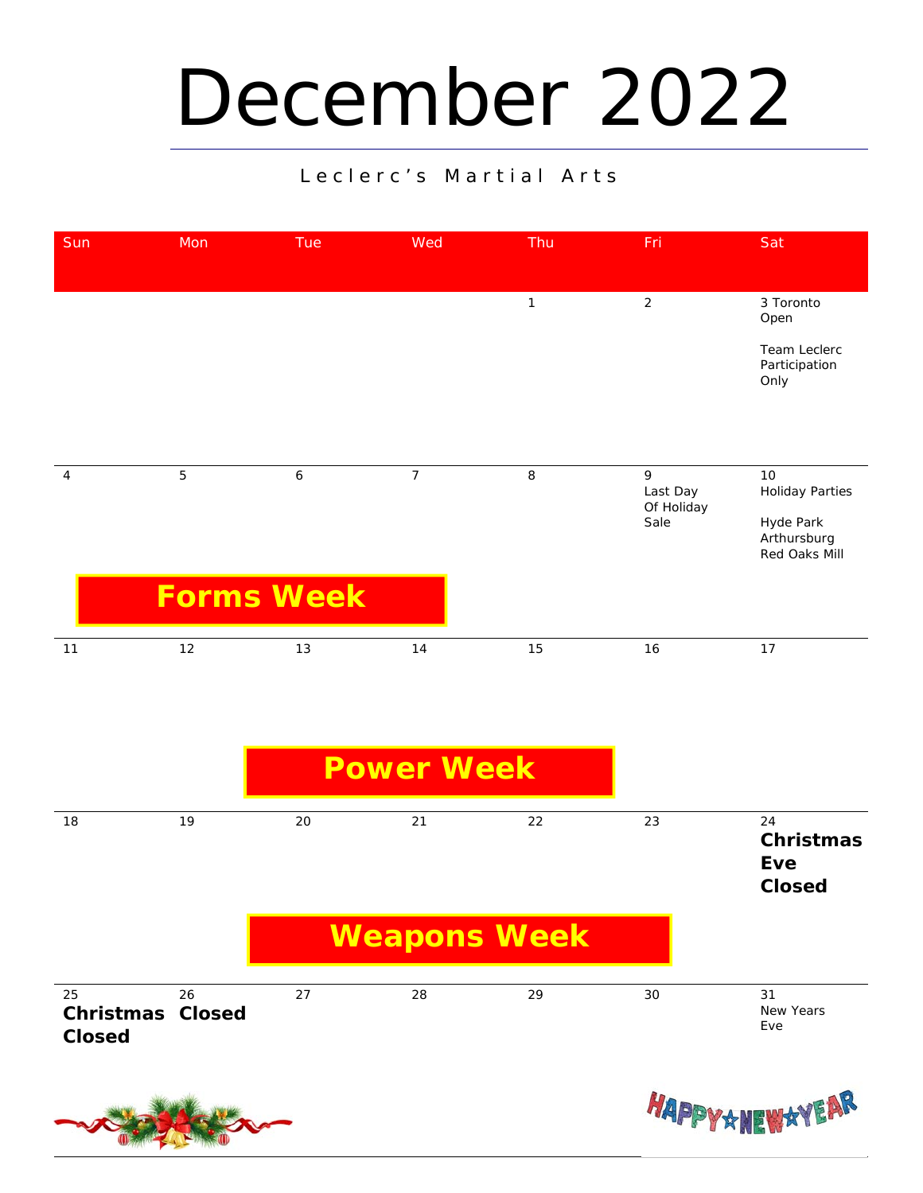# December 2022

Leclerc's Martial Arts

| Sun | Mon | Tue | Wed | Thu | Fri | Sat |
|---|---|---|---|---|---|---|
| | | | | 1 | 2 | 3 Toronto Open<br><br>Team Leclerc Participation Only |
| 4 | 5 | 6 | 7 | 8 | 9<br>Last Day Of Holiday Sale | 10<br>Holiday Parties<br><br>Hyde Park<br>Arthursburg<br>Red Oaks Mill |
| **Forms Week** | | | | | | |
| 11 | 12 | 13 | 14 | 15 | 16 | 17 |
| | | **Power Week** | | | | |
| 18 | 19 | 20 | 21 | 22 | 23 | 24<br>**Christmas Eve Closed** |
| | | **Weapons Week** | | | | |
| 25<br>**Christmas Closed** | 26<br>**Closed** | 27 | 28 | 29 | 30 | 31<br>New Years Eve |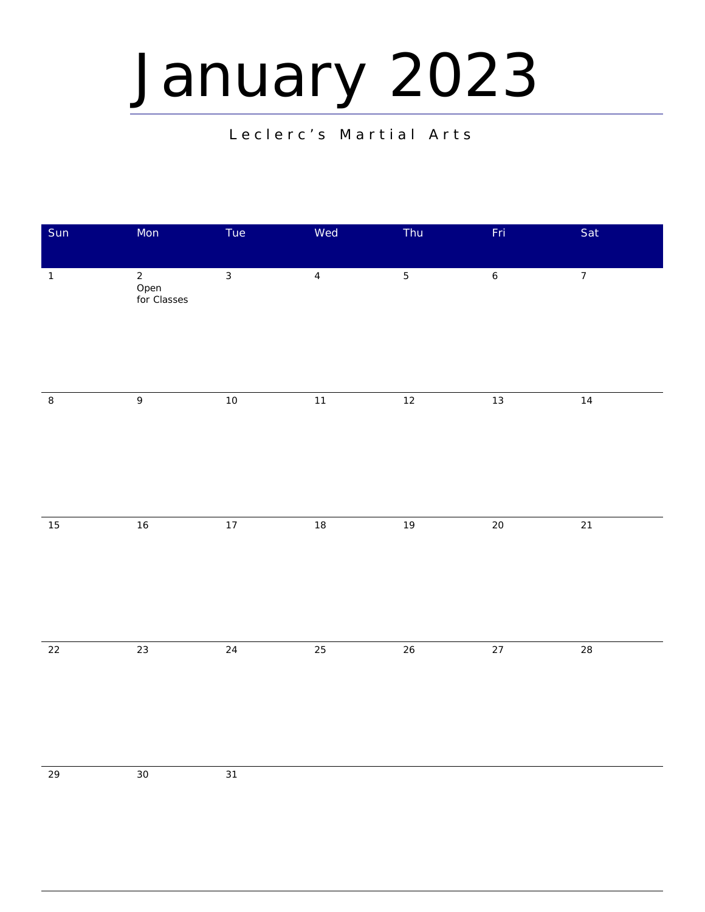# January 2023

Leclerc’s Martial Arts

| Sun | Mon | Tue | Wed | Thu | Fri | Sat |
|---|---|---|---|---|---|---|
| 1 | 2 Open for Classes | 3 | 4 | 5 | 6 | 7 |
| 8 | 9 | 10 | 11 | 12 | 13 | 14 |
| 15 | 16 | 17 | 18 | 19 | 20 | 21 |
| 22 | 23 | 24 | 25 | 26 | 27 | 28 |
| 29 | 30 | 31 | | | | |